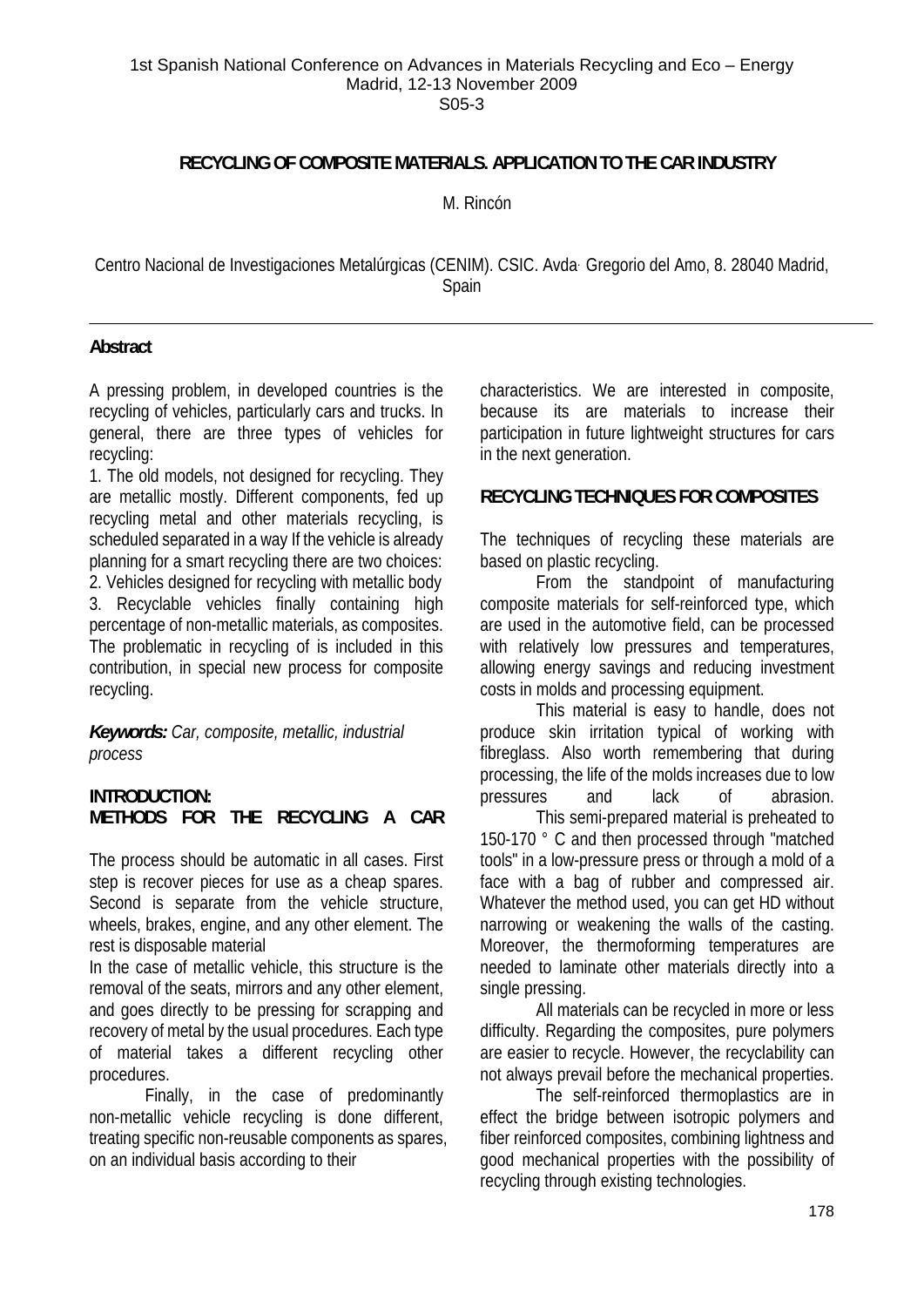# RECYCLING OF COMPOSITE MATERIALS. APPLICATION TO THE CAR INDUSTRY

M. Rincón

Centro Nacional de Investigaciones Metalúrgicas (CENIM). CSIC. Avda. Gregorio del Amo, 8. 28040 Madrid, Spain

## Abstract

A pressing problem, in developed countries is the recycling of vehicles, particularly cars and trucks. In general, there are three types of vehicles for recycling:

1. The old models, not designed for recycling. They are metallic mostly. Different components, fed up recycling metal and other materials recycling, is scheduled separated in a way If the vehicle is already planning for a smart recycling there are two choices:
2. Vehicles designed for recycling with metallic body
3. Recyclable vehicles finally containing high percentage of non-metallic materials, as composites.

The problematic in recycling of is included in this contribution, in special new process for composite recycling.

***Keywords:*** *Car, composite, metallic, industrial process*

## INTRODUCTION: METHODS FOR THE RECYCLING A CAR

The process should be automatic in all cases. First step is recover pieces for use as a cheap spares. Second is separate from the vehicle structure, wheels, brakes, engine, and any other element. The rest is disposable material

In the case of metallic vehicle, this structure is the removal of the seats, mirrors and any other element, and goes directly to be pressing for scrapping and recovery of metal by the usual procedures. Each type of material takes a different recycling other procedures.

Finally, in the case of predominantly non-metallic vehicle recycling is done different, treating specific non-reusable components as spares, on an individual basis according to their characteristics. We are interested in composite, because its are materials to increase their participation in future lightweight structures for cars in the next generation.

## RECYCLING TECHNIQUES FOR COMPOSITES

The techniques of recycling these materials are based on plastic recycling.

From the standpoint of manufacturing composite materials for self-reinforced type, which are used in the automotive field, can be processed with relatively low pressures and temperatures, allowing energy savings and reducing investment costs in molds and processing equipment.

This material is easy to handle, does not produce skin irritation typical of working with fibreglass. Also worth remembering that during processing, the life of the molds increases due to low pressures and lack of abrasion.

This semi-prepared material is preheated to 150-170 ° C and then processed through "matched tools" in a low-pressure press or through a mold of a face with a bag of rubber and compressed air. Whatever the method used, you can get HD without narrowing or weakening the walls of the casting. Moreover, the thermoforming temperatures are needed to laminate other materials directly into a single pressing.

All materials can be recycled in more or less difficulty. Regarding the composites, pure polymers are easier to recycle. However, the recyclability can not always prevail before the mechanical properties.

The self-reinforced thermoplastics are in effect the bridge between isotropic polymers and fiber reinforced composites, combining lightness and good mechanical properties with the possibility of recycling through existing technologies.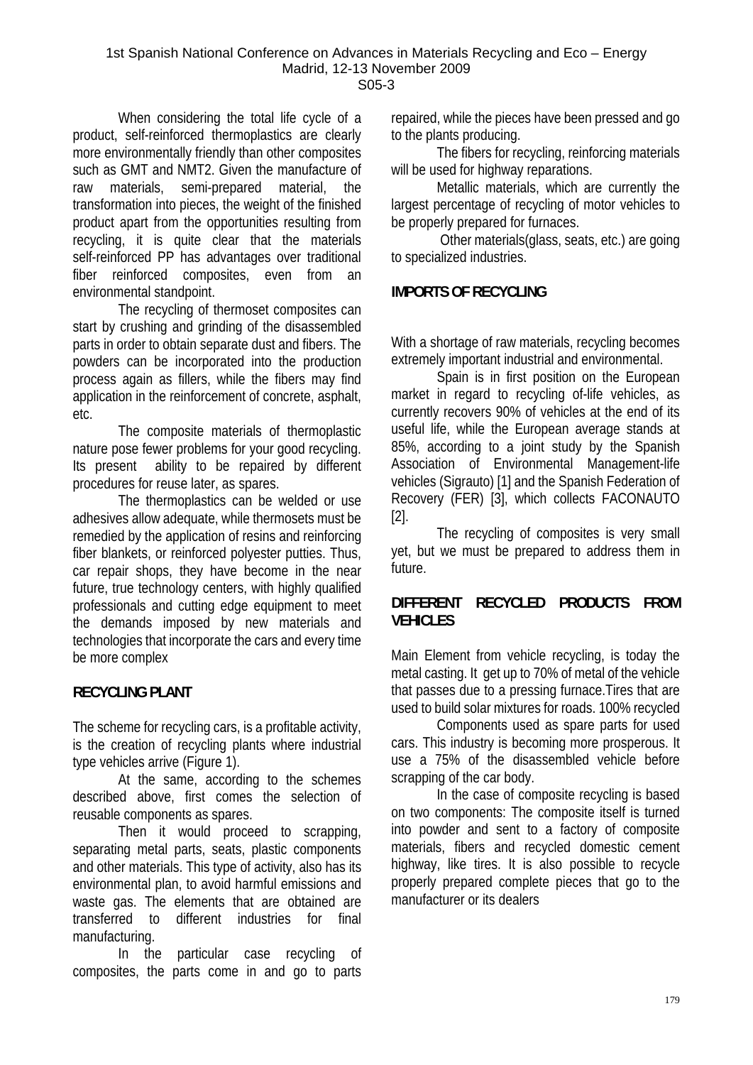When considering the total life cycle of a product, self-reinforced thermoplastics are clearly more environmentally friendly than other composites such as GMT and NMT2. Given the manufacture of raw materials, semi-prepared material, the transformation into pieces, the weight of the finished product apart from the opportunities resulting from recycling, it is quite clear that the materials self-reinforced PP has advantages over traditional fiber reinforced composites, even from an environmental standpoint.

The recycling of thermoset composites can start by crushing and grinding of the disassembled parts in order to obtain separate dust and fibers. The powders can be incorporated into the production process again as fillers, while the fibers may find application in the reinforcement of concrete, asphalt, etc.

The composite materials of thermoplastic nature pose fewer problems for your good recycling. Its present ability to be repaired by different procedures for reuse later, as spares.

The thermoplastics can be welded or use adhesives allow adequate, while thermosets must be remedied by the application of resins and reinforcing fiber blankets, or reinforced polyester putties. Thus, car repair shops, they have become in the near future, true technology centers, with highly qualified professionals and cutting edge equipment to meet the demands imposed by new materials and technologies that incorporate the cars and every time be more complex

## RECYCLING PLANT

The scheme for recycling cars, is a profitable activity, is the creation of recycling plants where industrial type vehicles arrive (Figure 1).

At the same, according to the schemes described above, first comes the selection of reusable components as spares.

Then it would proceed to scrapping, separating metal parts, seats, plastic components and other materials. This type of activity, also has its environmental plan, to avoid harmful emissions and waste gas. The elements that are obtained are transferred to different industries for final manufacturing.

In the particular case recycling of composites, the parts come in and go to parts repaired, while the pieces have been pressed and go to the plants producing.

The fibers for recycling, reinforcing materials will be used for highway reparations.

Metallic materials, which are currently the largest percentage of recycling of motor vehicles to be properly prepared for furnaces.

Other materials(glass, seats, etc.) are going to specialized industries.

## IMPORTS OF RECYCLING

With a shortage of raw materials, recycling becomes extremely important industrial and environmental.

Spain is in first position on the European market in regard to recycling of-life vehicles, as currently recovers 90% of vehicles at the end of its useful life, while the European average stands at 85%, according to a joint study by the Spanish Association of Environmental Management-life vehicles (Sigrauto) [1] and the Spanish Federation of Recovery (FER) [3], which collects FACONAUTO [2].

The recycling of composites is very small yet, but we must be prepared to address them in future.

## DIFFERENT RECYCLED PRODUCTS FROM VEHICLES

Main Element from vehicle recycling, is today the metal casting. It get up to 70% of metal of the vehicle that passes due to a pressing furnace.Tires that are used to build solar mixtures for roads. 100% recycled

Components used as spare parts for used cars. This industry is becoming more prosperous. It use a 75% of the disassembled vehicle before scrapping of the car body.

In the case of composite recycling is based on two components: The composite itself is turned into powder and sent to a factory of composite materials, fibers and recycled domestic cement highway, like tires. It is also possible to recycle properly prepared complete pieces that go to the manufacturer or its dealers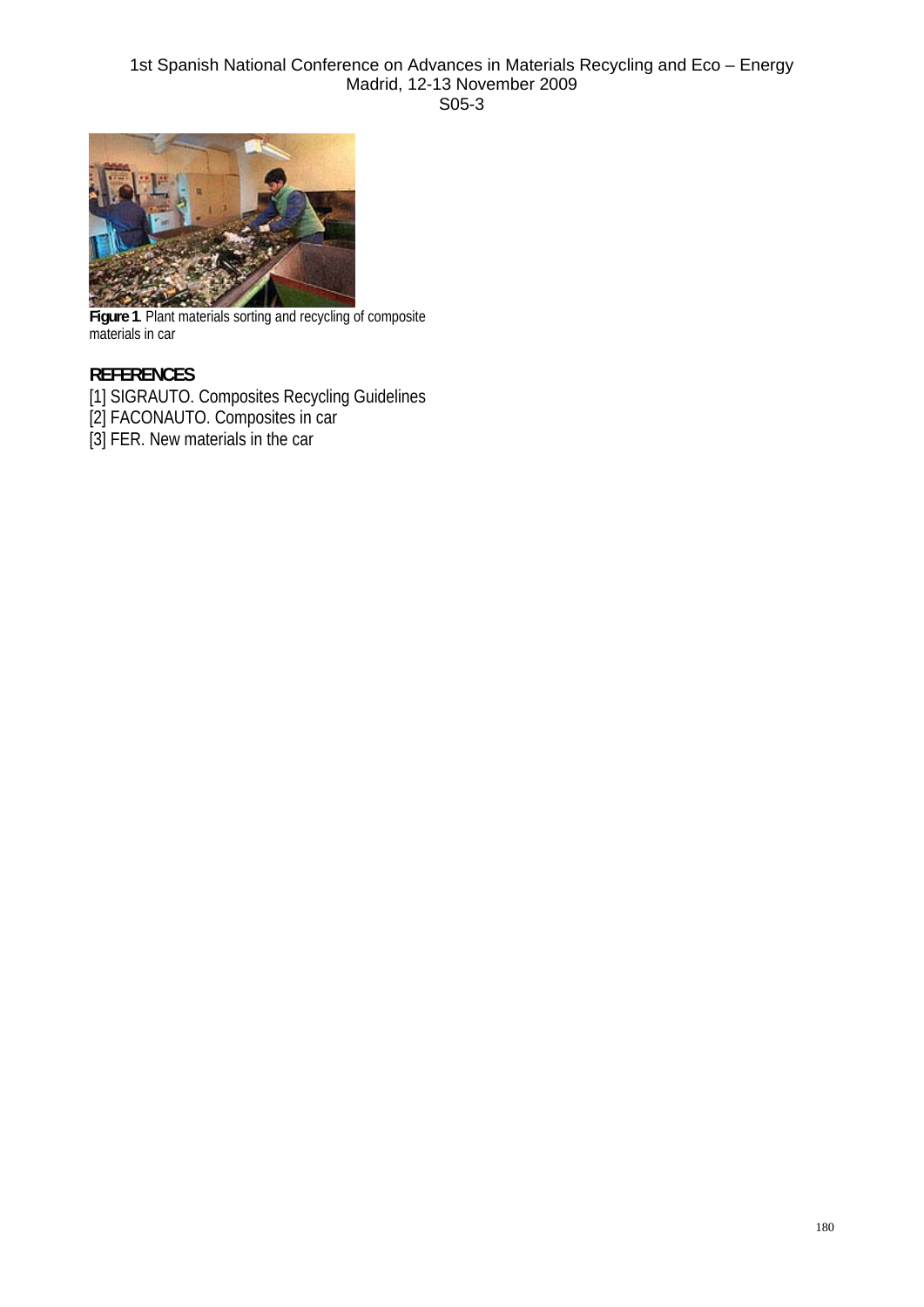**Figure 1**. Plant materials sorting and recycling of composite materials in car

## REFERENCES

[1] SIGRAUTO. Composites Recycling Guidelines
[2] FACONAUTO. Composites in car
[3] FER. New materials in the car